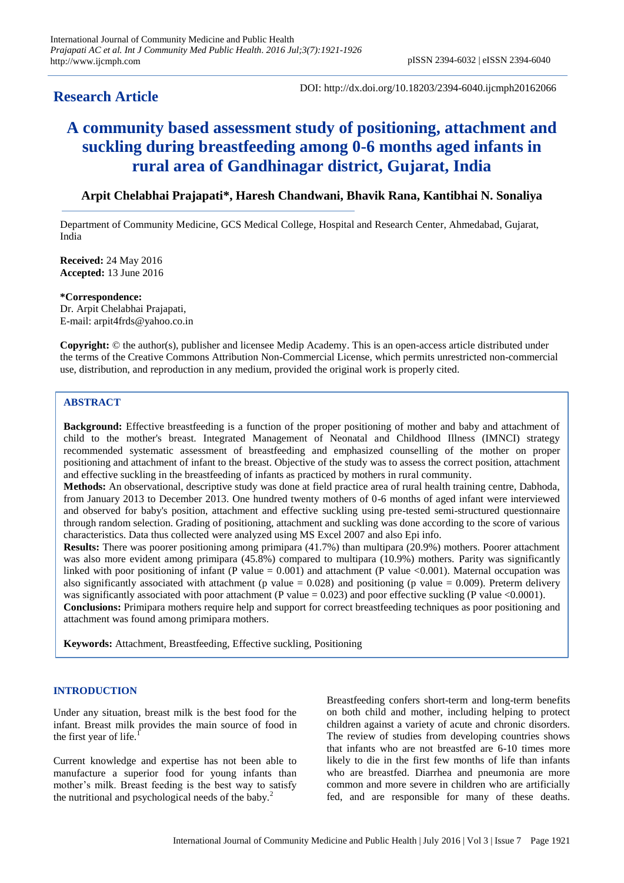**Research Article**

DOI: http://dx.doi.org/10.18203/2394-6040.ijcmph20162066

# A community based assessment study of positioning, attachment and suckling during breastfeeding among 0-6 months aged infants in rural area of Gandhinagar district, Gujarat, India

**Arpit Chelabhai Prajapati\*, Haresh Chandwani, Bhavik Rana, Kantibhai N. Sonaliya**

Department of Community Medicine, GCS Medical College, Hospital and Research Center, Ahmedabad, Gujarat, India

**Received:** 24 May 2016
**Accepted:** 13 June 2016

**\*Correspondence:**
Dr. Arpit Chelabhai Prajapati,
E-mail: arpit4frds@yahoo.co.in

**Copyright:** © the author(s), publisher and licensee Medip Academy. This is an open-access article distributed under the terms of the Creative Commons Attribution Non-Commercial License, which permits unrestricted non-commercial use, distribution, and reproduction in any medium, provided the original work is properly cited.

## ABSTRACT

**Background:** Effective breastfeeding is a function of the proper positioning of mother and baby and attachment of child to the mother's breast. Integrated Management of Neonatal and Childhood Illness (IMNCI) strategy recommended systematic assessment of breastfeeding and emphasized counselling of the mother on proper positioning and attachment of infant to the breast. Objective of the study was to assess the correct position, attachment and effective suckling in the breastfeeding of infants as practiced by mothers in rural community.

**Methods:** An observational, descriptive study was done at field practice area of rural health training centre, Dabhoda, from January 2013 to December 2013. One hundred twenty mothers of 0-6 months of aged infant were interviewed and observed for baby's position, attachment and effective suckling using pre-tested semi-structured questionnaire through random selection. Grading of positioning, attachment and suckling was done according to the score of various characteristics. Data thus collected were analyzed using MS Excel 2007 and also Epi info.

**Results:** There was poorer positioning among primipara (41.7%) than multipara (20.9%) mothers. Poorer attachment was also more evident among primipara (45.8%) compared to multipara (10.9%) mothers. Parity was significantly linked with poor positioning of infant (P value = 0.001) and attachment (P value <0.001). Maternal occupation was also significantly associated with attachment (p value = 0.028) and positioning (p value = 0.009). Preterm delivery was significantly associated with poor attachment (P value = 0.023) and poor effective suckling (P value <0.0001).

**Conclusions:** Primipara mothers require help and support for correct breastfeeding techniques as poor positioning and attachment was found among primipara mothers.

**Keywords:** Attachment, Breastfeeding, Effective suckling, Positioning

## INTRODUCTION

Under any situation, breast milk is the best food for the infant. Breast milk provides the main source of food in the first year of life.[1]

Current knowledge and expertise has not been able to manufacture a superior food for young infants than mother's milk. Breast feeding is the best way to satisfy the nutritional and psychological needs of the baby.[2]

Breastfeeding confers short-term and long-term benefits on both child and mother, including helping to protect children against a variety of acute and chronic disorders. The review of studies from developing countries shows that infants who are not breastfed are 6-10 times more likely to die in the first few months of life than infants who are breastfed. Diarrhea and pneumonia are more common and more severe in children who are artificially fed, and are responsible for many of these deaths.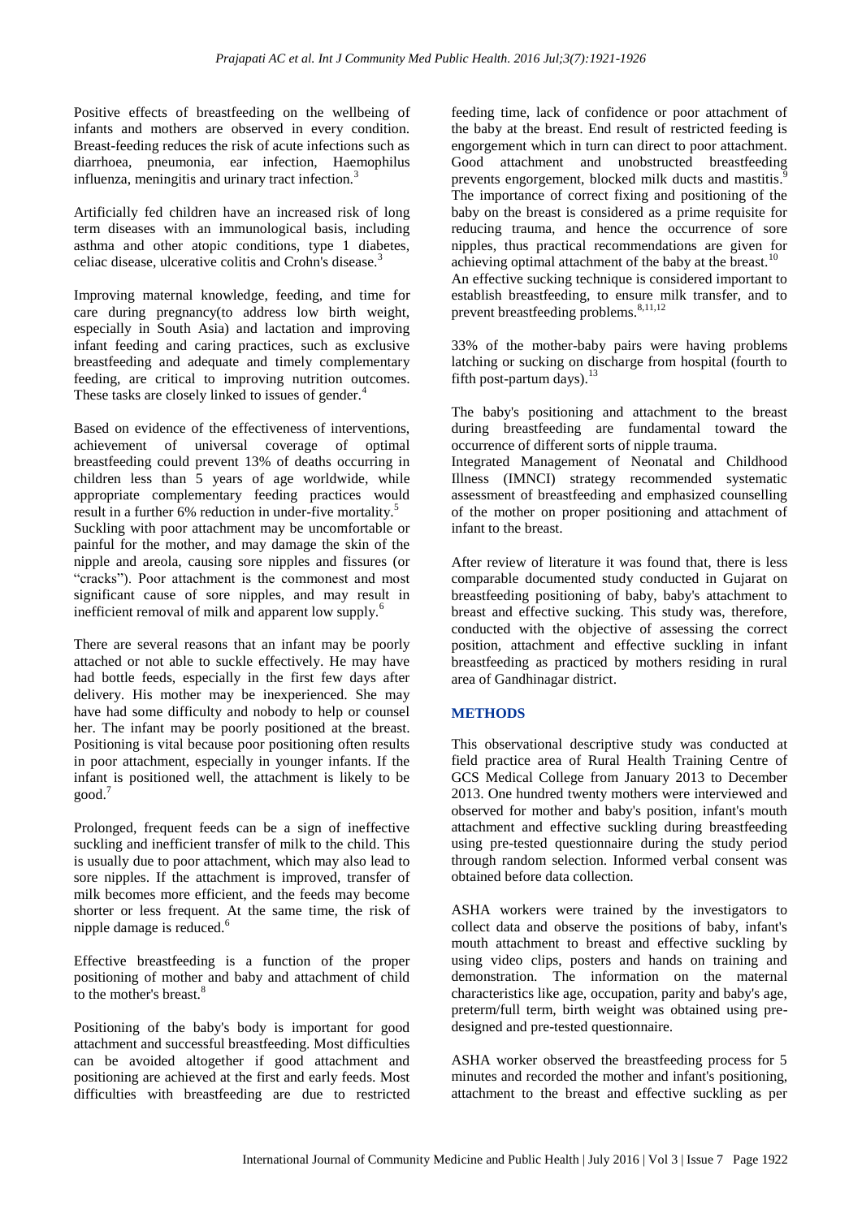Positive effects of breastfeeding on the wellbeing of infants and mothers are observed in every condition. Breast-feeding reduces the risk of acute infections such as diarrhoea, pneumonia, ear infection, Haemophilus influenza, meningitis and urinary tract infection.[3]

Artificially fed children have an increased risk of long term diseases with an immunological basis, including asthma and other atopic conditions, type 1 diabetes, celiac disease, ulcerative colitis and Crohn's disease.[3]

Improving maternal knowledge, feeding, and time for care during pregnancy(to address low birth weight, especially in South Asia) and lactation and improving infant feeding and caring practices, such as exclusive breastfeeding and adequate and timely complementary feeding, are critical to improving nutrition outcomes. These tasks are closely linked to issues of gender.[4]

Based on evidence of the effectiveness of interventions, achievement of universal coverage of optimal breastfeeding could prevent 13% of deaths occurring in children less than 5 years of age worldwide, while appropriate complementary feeding practices would result in a further 6% reduction in under-five mortality.[5]
Suckling with poor attachment may be uncomfortable or painful for the mother, and may damage the skin of the nipple and areola, causing sore nipples and fissures (or "cracks"). Poor attachment is the commonest and most significant cause of sore nipples, and may result in inefficient removal of milk and apparent low supply.[6]

There are several reasons that an infant may be poorly attached or not able to suckle effectively. He may have had bottle feeds, especially in the first few days after delivery. His mother may be inexperienced. She may have had some difficulty and nobody to help or counsel her. The infant may be poorly positioned at the breast. Positioning is vital because poor positioning often results in poor attachment, especially in younger infants. If the infant is positioned well, the attachment is likely to be good.[7]

Prolonged, frequent feeds can be a sign of ineffective suckling and inefficient transfer of milk to the child. This is usually due to poor attachment, which may also lead to sore nipples. If the attachment is improved, transfer of milk becomes more efficient, and the feeds may become shorter or less frequent. At the same time, the risk of nipple damage is reduced.[6]

Effective breastfeeding is a function of the proper positioning of mother and baby and attachment of child to the mother's breast.[8]

Positioning of the baby's body is important for good attachment and successful breastfeeding. Most difficulties can be avoided altogether if good attachment and positioning are achieved at the first and early feeds. Most difficulties with breastfeeding are due to restricted feeding time, lack of confidence or poor attachment of the baby at the breast. End result of restricted feeding is engorgement which in turn can direct to poor attachment. Good attachment and unobstructed breastfeeding prevents engorgement, blocked milk ducts and mastitis.[9] The importance of correct fixing and positioning of the baby on the breast is considered as a prime requisite for reducing trauma, and hence the occurrence of sore nipples, thus practical recommendations are given for achieving optimal attachment of the baby at the breast.[10]
An effective sucking technique is considered important to establish breastfeeding, to ensure milk transfer, and to prevent breastfeeding problems.[8,11,12]

33% of the mother-baby pairs were having problems latching or sucking on discharge from hospital (fourth to fifth post-partum days).[13]

The baby's positioning and attachment to the breast during breastfeeding are fundamental toward the occurrence of different sorts of nipple trauma.
Integrated Management of Neonatal and Childhood Illness (IMNCI) strategy recommended systematic assessment of breastfeeding and emphasized counselling of the mother on proper positioning and attachment of infant to the breast.

After review of literature it was found that, there is less comparable documented study conducted in Gujarat on breastfeeding positioning of baby, baby's attachment to breast and effective sucking. This study was, therefore, conducted with the objective of assessing the correct position, attachment and effective suckling in infant breastfeeding as practiced by mothers residing in rural area of Gandhinagar district.

## METHODS

This observational descriptive study was conducted at field practice area of Rural Health Training Centre of GCS Medical College from January 2013 to December 2013. One hundred twenty mothers were interviewed and observed for mother and baby's position, infant's mouth attachment and effective suckling during breastfeeding using pre-tested questionnaire during the study period through random selection. Informed verbal consent was obtained before data collection.

ASHA workers were trained by the investigators to collect data and observe the positions of baby, infant's mouth attachment to breast and effective suckling by using video clips, posters and hands on training and demonstration. The information on the maternal characteristics like age, occupation, parity and baby's age, preterm/full term, birth weight was obtained using pre-designed and pre-tested questionnaire.

ASHA worker observed the breastfeeding process for 5 minutes and recorded the mother and infant's positioning, attachment to the breast and effective suckling as per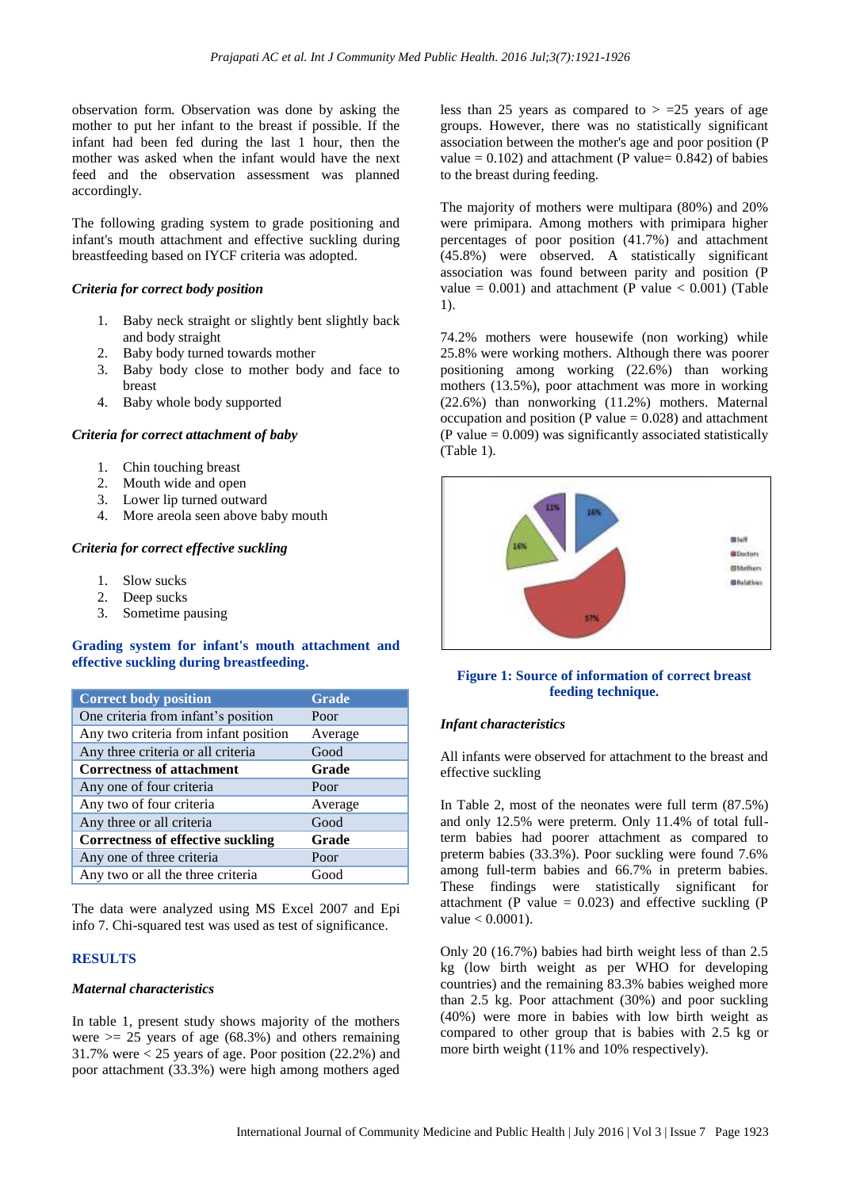observation form. Observation was done by asking the mother to put her infant to the breast if possible. If the infant had been fed during the last 1 hour, then the mother was asked when the infant would have the next feed and the observation assessment was planned accordingly.

The following grading system to grade positioning and infant's mouth attachment and effective suckling during breastfeeding based on IYCF criteria was adopted.

*Criteria for correct body position*

1. Baby neck straight or slightly bent slightly back and body straight
2. Baby body turned towards mother
3. Baby body close to mother body and face to breast
4. Baby whole body supported

*Criteria for correct attachment of baby*

1. Chin touching breast
2. Mouth wide and open
3. Lower lip turned outward
4. More areola seen above baby mouth

*Criteria for correct effective suckling*

1. Slow sucks
2. Deep sucks
3. Sometime pausing

**Grading system for infant's mouth attachment and effective suckling during breastfeeding.**

| Correct body position | Grade |
|---|---|
| One criteria from infant's position | Poor |
| Any two criteria from infant position | Average |
| Any three criteria or all criteria | Good |
| **Correctness of attachment** | **Grade** |
| Any one of four criteria | Poor |
| Any two of four criteria | Average |
| Any three or all criteria | Good |
| **Correctness of effective suckling** | **Grade** |
| Any one of three criteria | Poor |
| Any two or all the three criteria | Good |

The data were analyzed using MS Excel 2007 and Epi info 7. Chi-squared test was used as test of significance.

## RESULTS

*Maternal characteristics*

In table 1, present study shows majority of the mothers were >= 25 years of age (68.3%) and others remaining 31.7% were < 25 years of age. Poor position (22.2%) and poor attachment (33.3%) were high among mothers aged less than 25 years as compared to > =25 years of age groups. However, there was no statistically significant association between the mother's age and poor position (P value = 0.102) and attachment (P value= 0.842) of babies to the breast during feeding.

The majority of mothers were multipara (80%) and 20% were primipara. Among mothers with primipara higher percentages of poor position (41.7%) and attachment (45.8%) were observed. A statistically significant association was found between parity and position (P value = 0.001) and attachment (P value < 0.001) (Table 1).

74.2% mothers were housewife (non working) while 25.8% were working mothers. Although there was poorer positioning among working (22.6%) than working mothers (13.5%), poor attachment was more in working (22.6%) than nonworking (11.2%) mothers. Maternal occupation and position (P value = 0.028) and attachment (P value = 0.009) was significantly associated statistically (Table 1).

**Figure 1: Source of information of correct breast feeding technique.**

*Infant characteristics*

All infants were observed for attachment to the breast and effective suckling

In Table 2, most of the neonates were full term (87.5%) and only 12.5% were preterm. Only 11.4% of total full-term babies had poorer attachment as compared to preterm babies (33.3%). Poor suckling were found 7.6% among full-term babies and 66.7% in preterm babies. These findings were statistically significant for attachment (P value = 0.023) and effective suckling (P value < 0.0001).

Only 20 (16.7%) babies had birth weight less of than 2.5 kg (low birth weight as per WHO for developing countries) and the remaining 83.3% babies weighed more than 2.5 kg. Poor attachment (30%) and poor suckling (40%) were more in babies with low birth weight as compared to other group that is babies with 2.5 kg or more birth weight (11% and 10% respectively).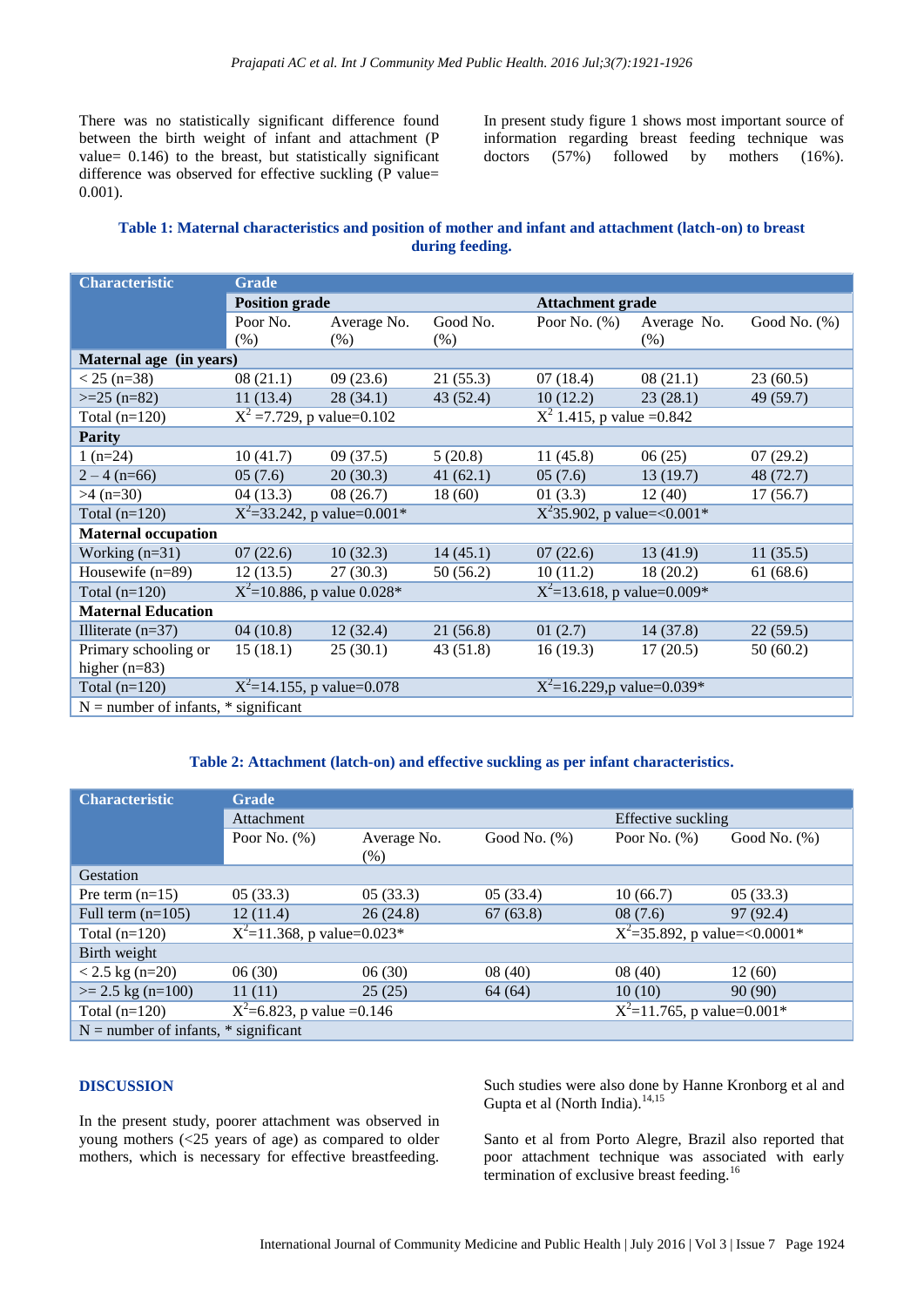There was no statistically significant difference found between the birth weight of infant and attachment (P value= 0.146) to the breast, but statistically significant difference was observed for effective suckling (P value= 0.001).

In present study figure 1 shows most important source of information regarding breast feeding technique was doctors (57%) followed by mothers (16%).

**Table 1: Maternal characteristics and position of mother and infant and attachment (latch-on) to breast during feeding.**

| Characteristic | Grade | | | | | |
|---|---|---|---|---|---|---|
| | Position grade | | | Attachment grade | | |
| | Poor No. (%) | Average No. (%) | Good No. (%) | Poor No. (%) | Average No. (%) | Good No. (%) |
| **Maternal age (in years)** | | | | | | |
| < 25 (n=38) | 08 (21.1) | 09 (23.6) | 21 (55.3) | 07 (18.4) | 08 (21.1) | 23 (60.5) |
| >=25 (n=82) | 11 (13.4) | 28 (34.1) | 43 (52.4) | 10 (12.2) | 23 (28.1) | 49 (59.7) |
| Total (n=120) | $X^2$ =7.729, p value=0.102 | | | $X^2$ 1.415, p value =0.842 | | |
| **Parity** | | | | | | |
| 1 (n=24) | 10 (41.7) | 09 (37.5) | 5 (20.8) | 11 (45.8) | 06 (25) | 07 (29.2) |
| 2 – 4 (n=66) | 05 (7.6) | 20 (30.3) | 41 (62.1) | 05 (7.6) | 13 (19.7) | 48 (72.7) |
| >4 (n=30) | 04 (13.3) | 08 (26.7) | 18 (60) | 01 (3.3) | 12 (40) | 17 (56.7) |
| Total (n=120) | $X^2$=33.242, p value=0.001* | | | $X^2$35.902, p value=<0.001* | | |
| **Maternal occupation** | | | | | | |
| Working (n=31) | 07 (22.6) | 10 (32.3) | 14 (45.1) | 07 (22.6) | 13 (41.9) | 11 (35.5) |
| Housewife (n=89) | 12 (13.5) | 27 (30.3) | 50 (56.2) | 10 (11.2) | 18 (20.2) | 61 (68.6) |
| Total (n=120) | $X^2$=10.886, p value 0.028* | | | $X^2$=13.618, p value=0.009* | | |
| **Maternal Education** | | | | | | |
| Illiterate (n=37) | 04 (10.8) | 12 (32.4) | 21 (56.8) | 01 (2.7) | 14 (37.8) | 22 (59.5) |
| Primary schooling or higher (n=83) | 15 (18.1) | 25 (30.1) | 43 (51.8) | 16 (19.3) | 17 (20.5) | 50 (60.2) |
| Total (n=120) | $X^2$=14.155, p value=0.078 | | | $X^2$=16.229,p value=0.039* | | |
| N = number of infants, * significant | | | | | | |

**Table 2: Attachment (latch-on) and effective suckling as per infant characteristics.**

| Characteristic | Grade | | | | |
|---|---|---|---|---|---|
| | Attachment | | | Effective suckling | |
| | Poor No. (%) | Average No. (%) | Good No. (%) | Poor No. (%) | Good No. (%) |
| Gestation | | | | | |
| Pre term (n=15) | 05 (33.3) | 05 (33.3) | 05 (33.4) | 10 (66.7) | 05 (33.3) |
| Full term (n=105) | 12 (11.4) | 26 (24.8) | 67 (63.8) | 08 (7.6) | 97 (92.4) |
| Total (n=120) | $X^2$=11.368, p value=0.023* | | | $X^2$=35.892, p value=<0.0001* | |
| Birth weight | | | | | |
| < 2.5 kg (n=20) | 06 (30) | 06 (30) | 08 (40) | 08 (40) | 12 (60) |
| >= 2.5 kg (n=100) | 11 (11) | 25 (25) | 64 (64) | 10 (10) | 90 (90) |
| Total (n=120) | $X^2$=6.823, p value =0.146 | | | $X^2$=11.765, p value=0.001* | |
| N = number of infants, * significant | | | | | |

## DISCUSSION

In the present study, poorer attachment was observed in young mothers (<25 years of age) as compared to older mothers, which is necessary for effective breastfeeding. Such studies were also done by Hanne Kronborg et al and Gupta et al (North India).[14,15]

Santo et al from Porto Alegre, Brazil also reported that poor attachment technique was associated with early termination of exclusive breast feeding.[16]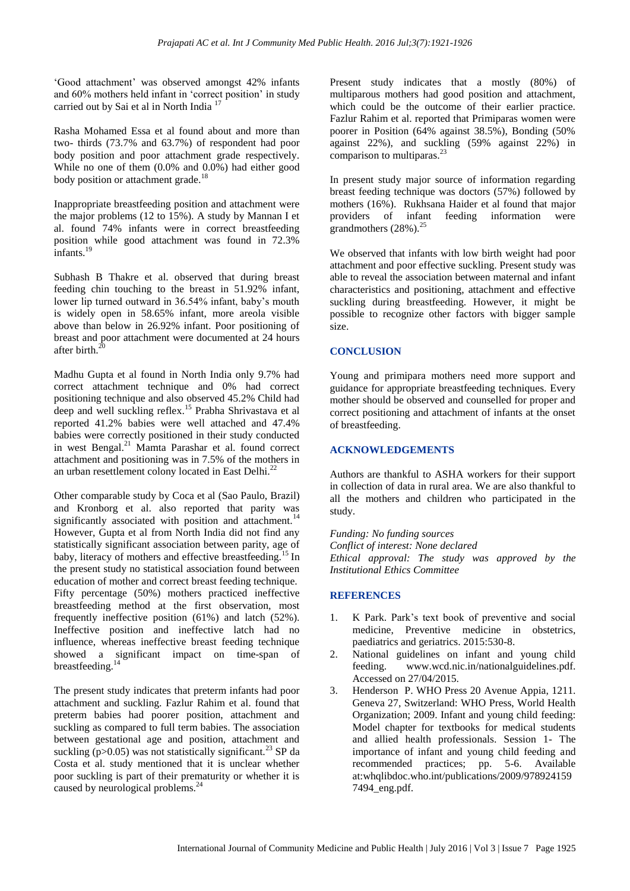'Good attachment' was observed amongst 42% infants and 60% mothers held infant in 'correct position' in study carried out by Sai et al in North India [17]

Rasha Mohamed Essa et al found about and more than two- thirds (73.7% and 63.7%) of respondent had poor body position and poor attachment grade respectively. While no one of them (0.0% and 0.0%) had either good body position or attachment grade.[18]

Inappropriate breastfeeding position and attachment were the major problems (12 to 15%). A study by Mannan I et al. found 74% infants were in correct breastfeeding position while good attachment was found in 72.3% infants.[19]

Subhash B Thakre et al. observed that during breast feeding chin touching to the breast in 51.92% infant, lower lip turned outward in 36.54% infant, baby's mouth is widely open in 58.65% infant, more areola visible above than below in 26.92% infant. Poor positioning of breast and poor attachment were documented at 24 hours after birth.[20]

Madhu Gupta et al found in North India only 9.7% had correct attachment technique and 0% had correct positioning technique and also observed 45.2% Child had deep and well suckling reflex.[15] Prabha Shrivastava et al reported 41.2% babies were well attached and 47.4% babies were correctly positioned in their study conducted in west Bengal.[21] Mamta Parashar et al. found correct attachment and positioning was in 7.5% of the mothers in an urban resettlement colony located in East Delhi.[22]

Other comparable study by Coca et al (Sao Paulo, Brazil) and Kronborg et al. also reported that parity was significantly associated with position and attachment.[14] However, Gupta et al from North India did not find any statistically significant association between parity, age of baby, literacy of mothers and effective breastfeeding.[15] In the present study no statistical association found between education of mother and correct breast feeding technique. Fifty percentage (50%) mothers practiced ineffective breastfeeding method at the first observation, most frequently ineffective position (61%) and latch (52%). Ineffective position and ineffective latch had no influence, whereas ineffective breast feeding technique showed a significant impact on time-span of breastfeeding.[14]

The present study indicates that preterm infants had poor attachment and suckling. Fazlur Rahim et al. found that preterm babies had poorer position, attachment and suckling as compared to full term babies. The association between gestational age and position, attachment and suckling ($p>0.05$) was not statistically significant.[23] SP da Costa et al. study mentioned that it is unclear whether poor suckling is part of their prematurity or whether it is caused by neurological problems.[24]

Present study indicates that a mostly (80%) of multiparous mothers had good position and attachment, which could be the outcome of their earlier practice. Fazlur Rahim et al. reported that Primiparas women were poorer in Position (64% against 38.5%), Bonding (50% against 22%), and suckling (59% against 22%) in comparison to multiparas.[23]

In present study major source of information regarding breast feeding technique was doctors (57%) followed by mothers (16%). Rukhsana Haider et al found that major providers of infant feeding information were grandmothers (28%).[25]

We observed that infants with low birth weight had poor attachment and poor effective suckling. Present study was able to reveal the association between maternal and infant characteristics and positioning, attachment and effective suckling during breastfeeding. However, it might be possible to recognize other factors with bigger sample size.

## CONCLUSION

Young and primipara mothers need more support and guidance for appropriate breastfeeding techniques. Every mother should be observed and counselled for proper and correct positioning and attachment of infants at the onset of breastfeeding.

## ACKNOWLEDGEMENTS

Authors are thankful to ASHA workers for their support in collection of data in rural area. We are also thankful to all the mothers and children who participated in the study.

*Funding: No funding sources*
*Conflict of interest: None declared*
*Ethical approval: The study was approved by the Institutional Ethics Committee*

## REFERENCES

1. K Park. Park's text book of preventive and social medicine, Preventive medicine in obstetrics, paediatrics and geriatrics. 2015:530-8.
2. National guidelines on infant and young child feeding. www.wcd.nic.in/nationalguidelines.pdf. Accessed on 27/04/2015.
3. Henderson P. WHO Press 20 Avenue Appia, 1211. Geneva 27, Switzerland: WHO Press, World Health Organization; 2009. Infant and young child feeding: Model chapter for textbooks for medical students and allied health professionals. Session 1- The importance of infant and young child feeding and recommended practices; pp. 5-6. Available at:whqlibdoc.who.int/publications/2009/9789241597494_eng.pdf.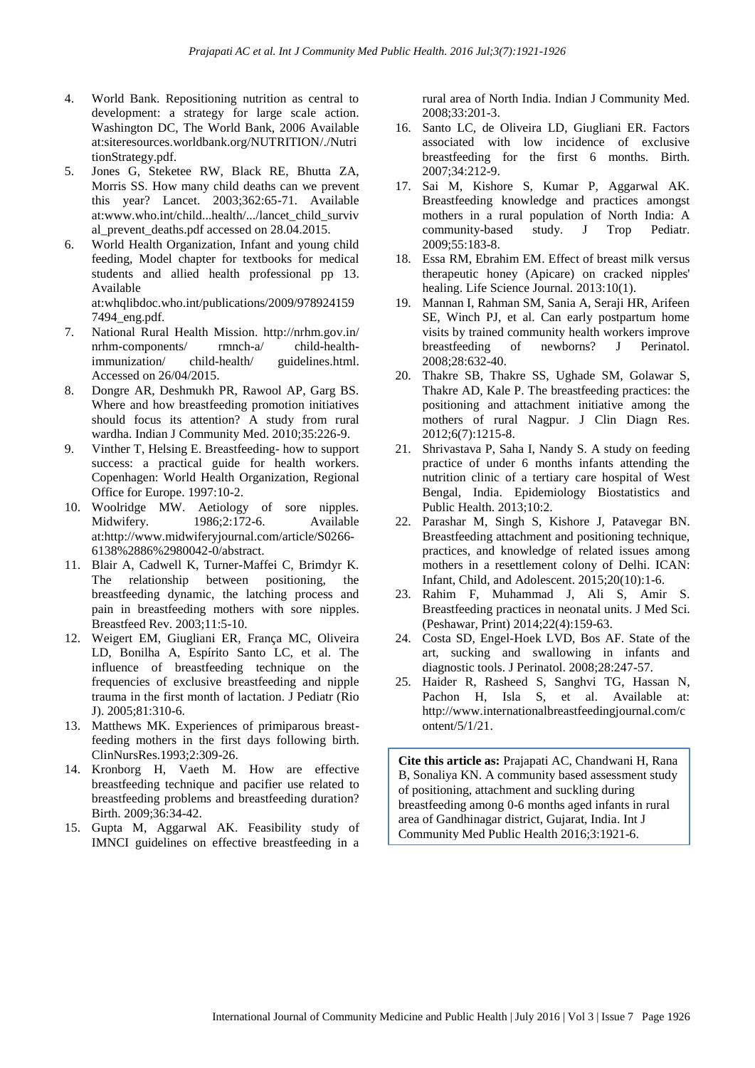4. World Bank. Repositioning nutrition as central to development: a strategy for large scale action. Washington DC, The World Bank, 2006 Available at:siteresources.worldbank.org/NUTRITION/./NutritionStrategy.pdf.
5. Jones G, Steketee RW, Black RE, Bhutta ZA, Morris SS. How many child deaths can we prevent this year? Lancet. 2003;362:65-71. Available at:www.who.int/child...health/.../lancet_child_survival_prevent_deaths.pdf accessed on 28.04.2015.
6. World Health Organization, Infant and young child feeding, Model chapter for textbooks for medical students and allied health professional pp 13. Available at:whqlibdoc.who.int/publications/2009/9789241597494_eng.pdf.
7. National Rural Health Mission. http://nrhm.gov.in/ nrhm-components/ rmnch-a/ child-health-immunization/ child-health/ guidelines.html. Accessed on 26/04/2015.
8. Dongre AR, Deshmukh PR, Rawool AP, Garg BS. Where and how breastfeeding promotion initiatives should focus its attention? A study from rural wardha. Indian J Community Med. 2010;35:226-9.
9. Vinther T, Helsing E. Breastfeeding- how to support success: a practical guide for health workers. Copenhagen: World Health Organization, Regional Office for Europe. 1997:10-2.
10. Woolridge MW. Aetiology of sore nipples. Midwifery. 1986;2:172-6. Available at:http://www.midwiferyjournal.com/article/S0266-6138%2886%2980042-0/abstract.
11. Blair A, Cadwell K, Turner-Maffei C, Brimdyr K. The relationship between positioning, the breastfeeding dynamic, the latching process and pain in breastfeeding mothers with sore nipples. Breastfeed Rev. 2003;11:5-10.
12. Weigert EM, Giugliani ER, França MC, Oliveira LD, Bonilha A, Espírito Santo LC, et al. The influence of breastfeeding technique on the frequencies of exclusive breastfeeding and nipple trauma in the first month of lactation. J Pediatr (Rio J). 2005;81:310-6.
13. Matthews MK. Experiences of primiparous breast-feeding mothers in the first days following birth. ClinNursRes.1993;2:309-26.
14. Kronborg H, Vaeth M. How are effective breastfeeding technique and pacifier use related to breastfeeding problems and breastfeeding duration? Birth. 2009;36:34-42.
15. Gupta M, Aggarwal AK. Feasibility study of IMNCI guidelines on effective breastfeeding in a rural area of North India. Indian J Community Med. 2008;33:201-3.
16. Santo LC, de Oliveira LD, Giugliani ER. Factors associated with low incidence of exclusive breastfeeding for the first 6 months. Birth. 2007;34:212-9.
17. Sai M, Kishore S, Kumar P, Aggarwal AK. Breastfeeding knowledge and practices amongst mothers in a rural population of North India: A community-based study. J Trop Pediatr. 2009;55:183-8.
18. Essa RM, Ebrahim EM. Effect of breast milk versus therapeutic honey (Apicare) on cracked nipples' healing. Life Science Journal. 2013:10(1).
19. Mannan I, Rahman SM, Sania A, Seraji HR, Arifeen SE, Winch PJ, et al. Can early postpartum home visits by trained community health workers improve breastfeeding of newborns? J Perinatol. 2008;28:632-40.
20. Thakre SB, Thakre SS, Ughade SM, Golawar S, Thakre AD, Kale P. The breastfeeding practices: the positioning and attachment initiative among the mothers of rural Nagpur. J Clin Diagn Res. 2012;6(7):1215-8.
21. Shrivastava P, Saha I, Nandy S. A study on feeding practice of under 6 months infants attending the nutrition clinic of a tertiary care hospital of West Bengal, India. Epidemiology Biostatistics and Public Health. 2013;10:2.
22. Parashar M, Singh S, Kishore J, Patavegar BN. Breastfeeding attachment and positioning technique, practices, and knowledge of related issues among mothers in a resettlement colony of Delhi. ICAN: Infant, Child, and Adolescent. 2015;20(10):1-6.
23. Rahim F, Muhammad J, Ali S, Amir S. Breastfeeding practices in neonatal units. J Med Sci. (Peshawar, Print) 2014;22(4):159-63.
24. Costa SD, Engel-Hoek LVD, Bos AF. State of the art, sucking and swallowing in infants and diagnostic tools. J Perinatol. 2008;28:247-57.
25. Haider R, Rasheed S, Sanghvi TG, Hassan N, Pachon H, Isla S, et al. Available at: http://www.internationalbreastfeedingjournal.com/content/5/1/21.

**Cite this article as:** Prajapati AC, Chandwani H, Rana B, Sonaliya KN. A community based assessment study of positioning, attachment and suckling during breastfeeding among 0-6 months aged infants in rural area of Gandhinagar district, Gujarat, India. Int J Community Med Public Health 2016;3:1921-6.